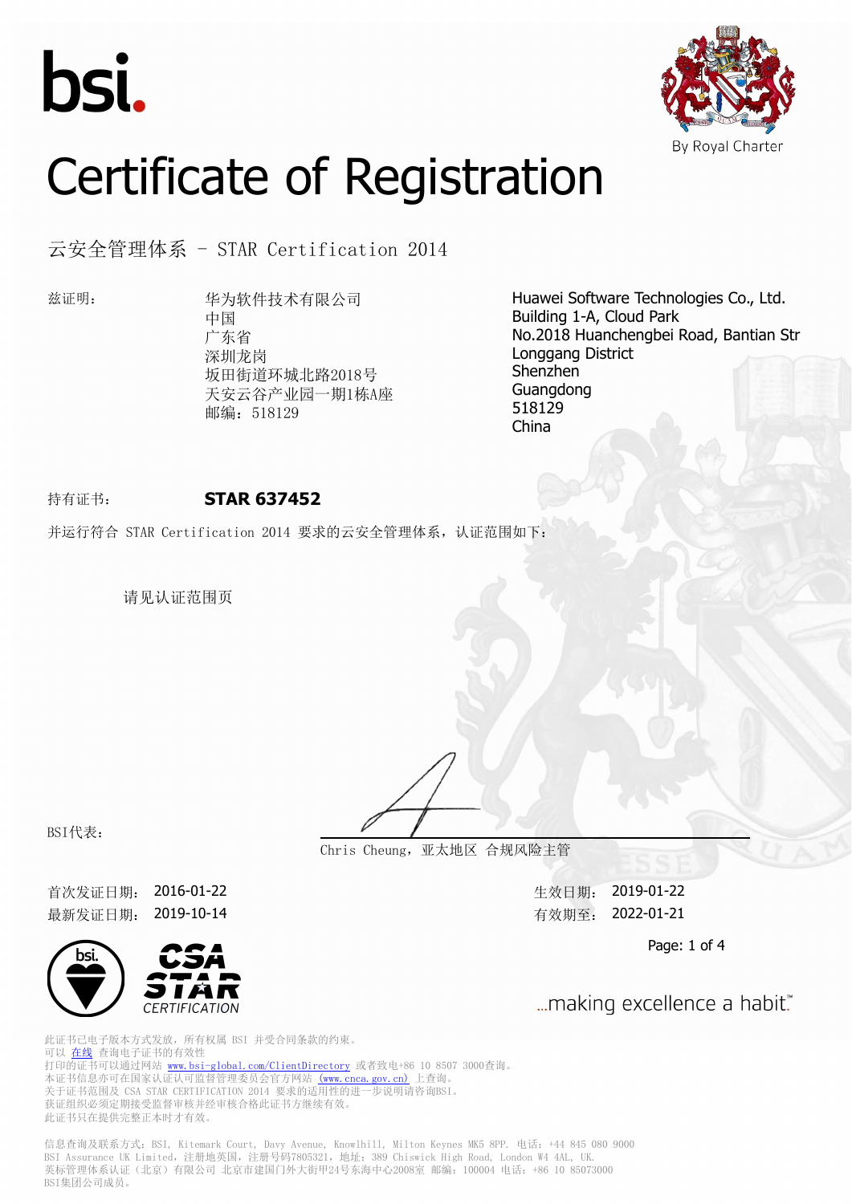bsi.

By Royal Charter

# Certificate of Registration

## 云安全管理体系 - STAR Certification 2014

兹证明：

华为软件技术有限公司
中国
广东省
深圳龙岗
坂田街道环城北路2018号
天安云谷产业园一期1栋A座
邮编：518129

Huawei Software Technologies Co., Ltd.
Building 1-A, Cloud Park
No.2018 Huanchengbei Road, Bantian Str
Longgang District
Shenzhen
Guangdong
518129
China

持有证书： **STAR 637452**

并运行符合 STAR Certification 2014 要求的云安全管理体系，认证范围如下：

请见认证范围页

BSI代表：

Chris Cheung，亚太地区 合规风险主管

首次发证日期： 2016-01-22
最新发证日期： 2019-10-14

生效日期： 2019-01-22
有效期至： 2022-01-21

CSA STAR CERTIFICATION

...making excellence a habit.™

此证书已电子版本方式发放，所有权属 BSI 并受合同条款的约束。
可以 在线 查询电子证书的有效性
打印的证书可以通过网站 www.bsi-global.com/ClientDirectory 或者致电+86 10 8507 3000查询。
本证书信息亦可在国家认证认可监督管理委员会官方网站 (www.cnca.gov.cn) 上查询。
关于证书范围及 CSA STAR CERTIFICATION 2014 要求的适用性的进一步说明请咨询BSI。
获证组织必须定期接受监督审核并经审核合格此证书方继续有效。
此证书只在提供完整正本时才有效。

信息查询及联系方式：BSI, Kitemark Court, Davy Avenue, Knowlhill, Milton Keynes MK5 8PP. 电话：+44 845 080 9000
BSI Assurance UK Limited，注册地英国，注册号码7805321，地址：389 Chiswick High Road, London W4 4AL, UK.
英标管理体系认证（北京）有限公司 北京市建国门外大街甲24号东海中心2008室 邮编：100004 电话：+86 10 85073000
BSI集团公司成员。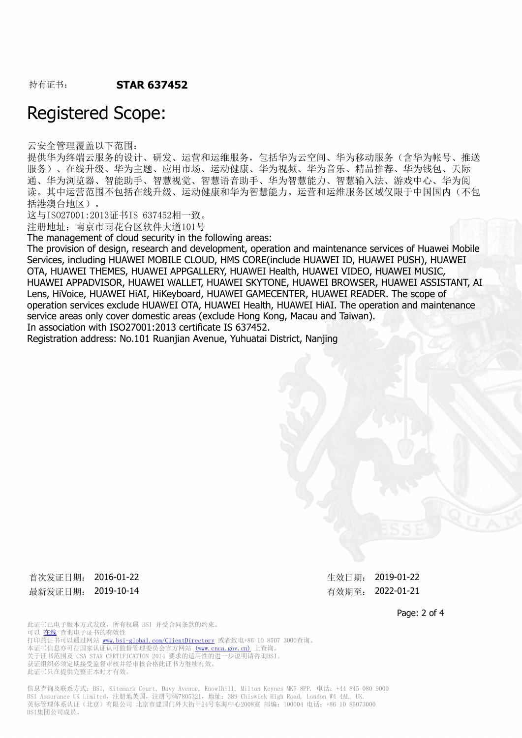持有证书： **STAR 637452**

# Registered Scope:

云安全管理覆盖以下范围：
提供华为终端云服务的设计、研发、运营和运维服务，包括华为云空间、华为移动服务（含华为帐号、推送服务）、在线升级、华为主题、应用市场、运动健康、华为视频、华为音乐、精品推荐、华为钱包、天际通、华为浏览器、智能助手、智慧视觉、智慧语音助手、华为智慧能力、智慧输入法、游戏中心、华为阅读。其中运营范围不包括在线升级、运动健康和华为智慧能力。运营和运维服务区域仅限于中国国内（不包括港澳台地区）。
这与ISO27001:2013证书IS 637452相一致。
注册地址：南京市雨花台区软件大道101号
The management of cloud security in the following areas:
The provision of design, research and development, operation and maintenance services of Huawei Mobile Services, including HUAWEI MOBILE CLOUD, HMS CORE(include HUAWEI ID, HUAWEI PUSH), HUAWEI OTA, HUAWEI THEMES, HUAWEI APPGALLERY, HUAWEI Health, HUAWEI VIDEO, HUAWEI MUSIC, HUAWEI APPADVISOR, HUAWEI WALLET, HUAWEI SKYTONE, HUAWEI BROWSER, HUAWEI ASSISTANT, AI Lens, HiVoice, HUAWEI HiAI, HiKeyboard, HUAWEI GAMECENTER, HUAWEI READER. The scope of operation services exclude HUAWEI OTA, HUAWEI Health, HUAWEI HiAI. The operation and maintenance service areas only cover domestic areas (exclude Hong Kong, Macau and Taiwan).
In association with ISO27001:2013 certificate IS 637452.
Registration address: No.101 Ruanjian Avenue, Yuhuatai District, Nanjing

首次发证日期： 2016-01-22
最新发证日期： 2019-10-14

生效日期： 2019-01-22
有效期至： 2022-01-21

此证书已电子版本方式发放，所有权属 BSI 并受合同条款的约束。
可以 在线 查询电子证书的有效性
打印的证书可以通过网站 www.bsi-global.com/ClientDirectory 或者致电+86 10 8507 3000查询。
本证书信息亦可在国家认证认可监督管理委员会官方网站 (www.cnca.gov.cn) 上查询。
关于证书范围及 CSA STAR CERTIFICATION 2014 要求的适用性的进一步说明请咨询BSI。
获证组织必须定期接受监督审核并经审核合格此证书方继续有效。
此证书只在提供完整正本时才有效。

信息查询及联系方式：BSI, Kitemark Court, Davy Avenue, Knowlhill, Milton Keynes MK5 8PP. 电话：+44 845 080 9000
BSI Assurance UK Limited，注册地英国，注册号码7805321，地址：389 Chiswick High Road, London W4 4AL, UK.
英标管理体系认证（北京）有限公司 北京市建国门外大街甲24号东海中心2008室 邮编：100004 电话：+86 10 85073000
BSI集团公司成员。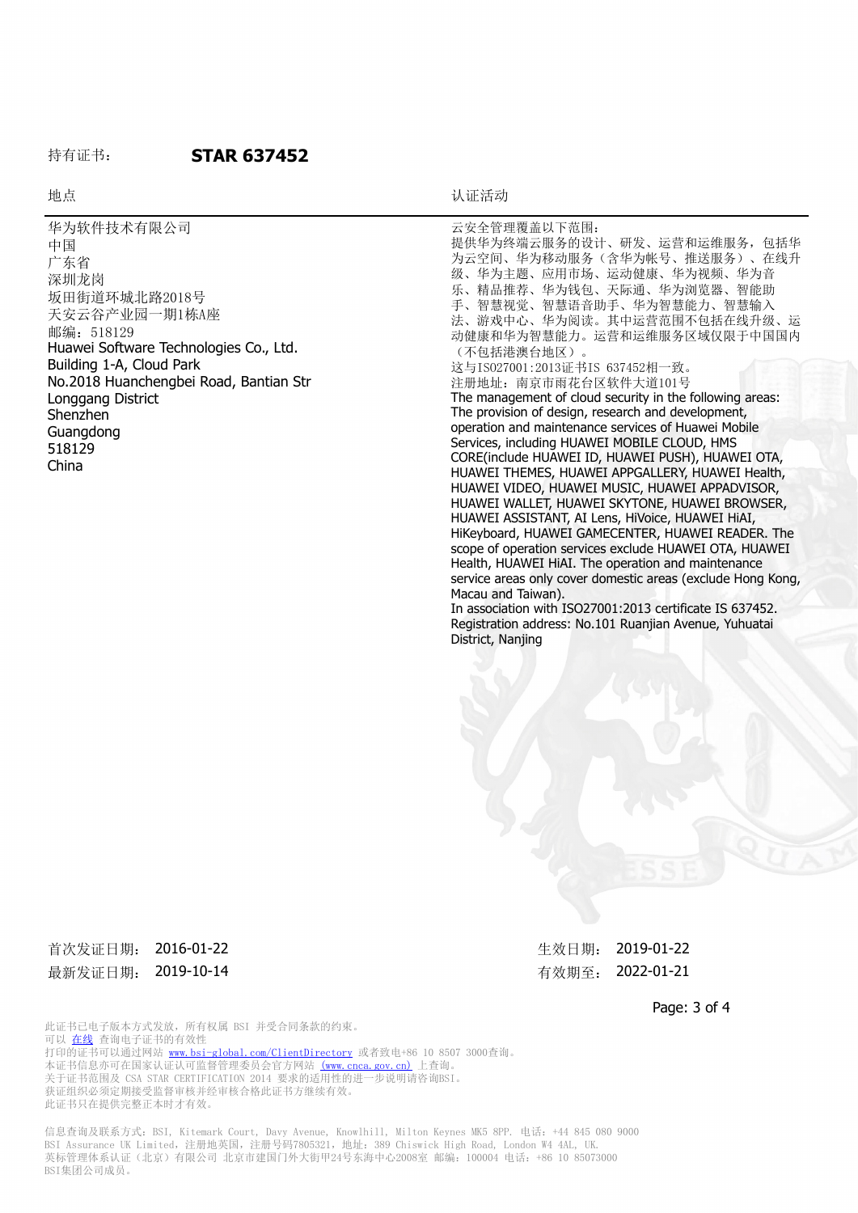持有证书： **STAR 637452**

| 地点 | 认证活动 |
| --- | --- |
| 华为软件技术有限公司<br>中国<br>广东省<br>深圳龙岗<br>坂田街道环城北路2018号<br>天安云谷产业园一期1栋A座<br>邮编：518129<br>Huawei Software Technologies Co., Ltd.<br>Building 1-A, Cloud Park<br>No.2018 Huanchengbei Road, Bantian Str<br>Longgang District<br>Shenzhen<br>Guangdong<br>518129<br>China | 云安全管理覆盖以下范围：<br>提供华为终端云服务的设计、研发、运营和运维服务，包括华为云空间、华为移动服务（含华为帐号、推送服务）、在线升级、华为主题、应用市场、运动健康、华为视频、华为音乐、精品推荐、华为钱包、天际通、华为浏览器、智能助手、智慧视觉、智慧语音助手、华为智慧能力、智慧输入法、游戏中心、华为阅读。其中运营范围不包括在线升级、运动健康和华为智慧能力。运营和运维服务区域仅限于中国国内（不包括港澳台地区）。<br>这与ISO27001:2013证书IS 637452相一致。<br>注册地址：南京市雨花台区软件大道101号<br>The management of cloud security in the following areas: The provision of design, research and development, operation and maintenance services of Huawei Mobile Services, including HUAWEI MOBILE CLOUD, HMS CORE(include HUAWEI ID, HUAWEI PUSH), HUAWEI OTA, HUAWEI THEMES, HUAWEI APPGALLERY, HUAWEI Health, HUAWEI VIDEO, HUAWEI MUSIC, HUAWEI APPADVISOR, HUAWEI WALLET, HUAWEI SKYTONE, HUAWEI BROWSER, HUAWEI ASSISTANT, AI Lens, HiVoice, HUAWEI HiAI, HiKeyboard, HUAWEI GAMECENTER, HUAWEI READER. The scope of operation services exclude HUAWEI OTA, HUAWEI Health, HUAWEI HiAI. The operation and maintenance service areas only cover domestic areas (exclude Hong Kong, Macau and Taiwan).<br>In association with ISO27001:2013 certificate IS 637452.<br>Registration address: No.101 Ruanjian Avenue, Yuhuatai District, Nanjing |

首次发证日期： 2016-01-22　　生效日期： 2019-01-22

最新发证日期： 2019-10-14　　有效期至： 2022-01-21

此证书已电子版本方式发放，所有权属 BSI 并受合同条款的约束。
可以 在线 查询电子证书的有效性
打印的证书可以通过网站 www.bsi-global.com/ClientDirectory 或者致电+86 10 8507 3000查询。
本证书信息亦可在国家认证认可监督管理委员会官方网站 (www.cnca.gov.cn) 上查询。
关于证书范围及 CSA STAR CERTIFICATION 2014 要求的适用性的进一步说明请咨询BSI。
获证组织必须定期接受监督审核并经审核合格此证书方继续有效。
此证书只在提供完整正本时才有效。

信息查询及联系方式：BSI, Kitemark Court, Davy Avenue, Knowlhill, Milton Keynes MK5 8PP. 电话：+44 845 080 9000
BSI Assurance UK Limited，注册地英国，注册号码7805321，地址：389 Chiswick High Road, London W4 4AL, UK.
英标管理体系认证（北京）有限公司 北京市建国门外大街甲24号东海中心2008室 邮编：100004 电话：+86 10 85073000
BSI集团公司成员。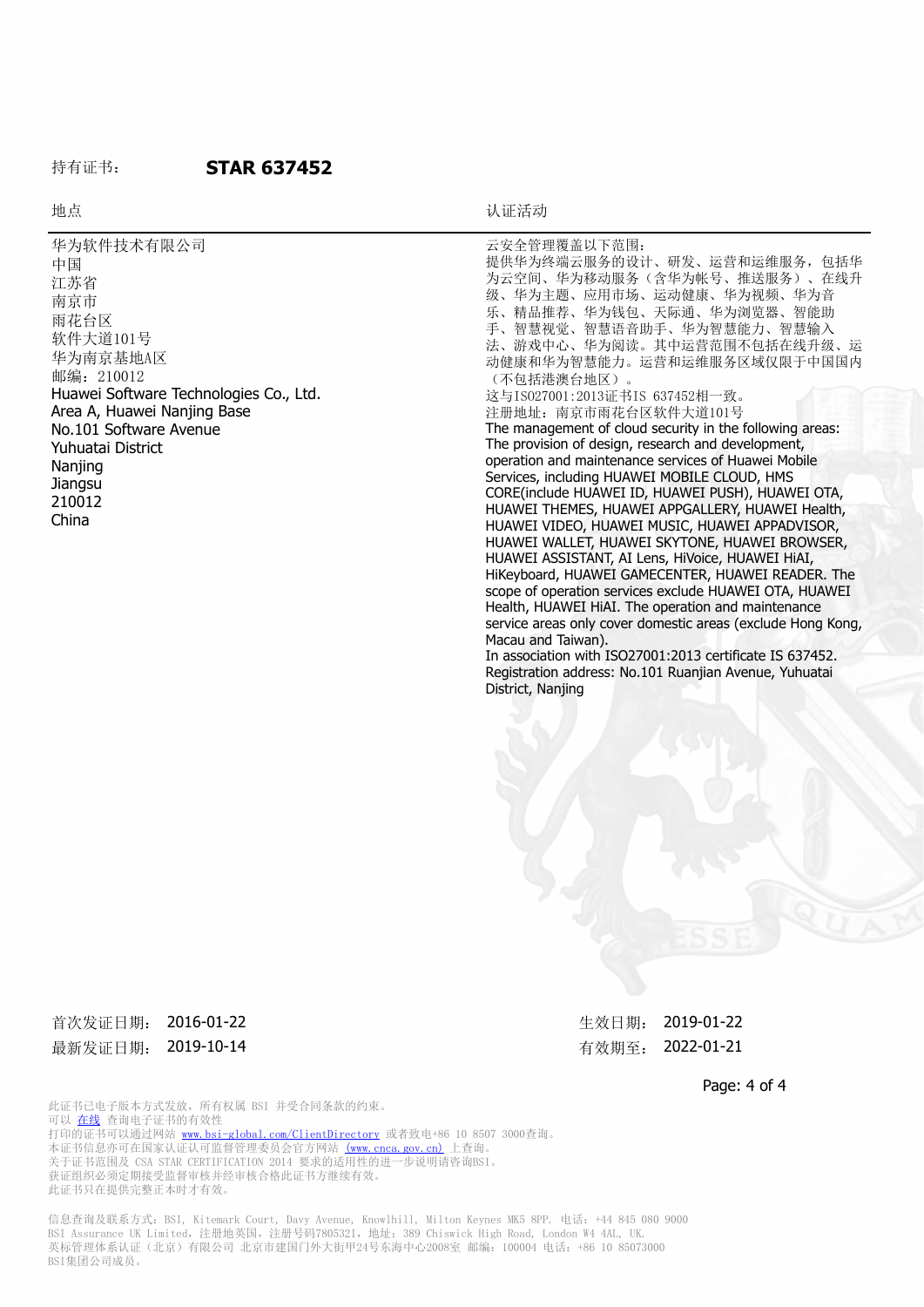持有证书：**STAR 637452**

| 地点 | 认证活动 |
|---|---|
| 华为软件技术有限公司<br>中国<br>江苏省<br>南京市<br>雨花台区<br>软件大道101号<br>华为南京基地A区<br>邮编：210012<br>Huawei Software Technologies Co., Ltd.<br>Area A, Huawei Nanjing Base<br>No.101 Software Avenue<br>Yuhuatai District<br>Nanjing<br>Jiangsu<br>210012<br>China | 云安全管理覆盖以下范围：<br>提供华为终端云服务的设计、研发、运营和运维服务，包括华为云空间、华为移动服务（含华为帐号、推送服务）、在线升级、华为主题、应用市场、运动健康、华为视频、华为音乐、精品推荐、华为钱包、天际通、华为浏览器、智能助手、智慧视觉、智慧语音助手、华为智慧能力、智慧输入法、游戏中心、华为阅读。其中运营范围不包括在线升级、运动健康和华为智慧能力。运营和运维服务区域仅限于中国国内（不包括港澳台地区）。<br>这与ISO27001:2013证书IS 637452相一致。<br>注册地址：南京市雨花台区软件大道101号<br>The management of cloud security in the following areas: The provision of design, research and development, operation and maintenance services of Huawei Mobile Services, including HUAWEI MOBILE CLOUD, HMS CORE(include HUAWEI ID, HUAWEI PUSH), HUAWEI OTA, HUAWEI THEMES, HUAWEI APPGALLERY, HUAWEI Health, HUAWEI VIDEO, HUAWEI MUSIC, HUAWEI APPADVISOR, HUAWEI WALLET, HUAWEI SKYTONE, HUAWEI BROWSER, HUAWEI ASSISTANT, AI Lens, HiVoice, HUAWEI HiAI, HiKeyboard, HUAWEI GAMECENTER, HUAWEI READER. The scope of operation services exclude HUAWEI OTA, HUAWEI Health, HUAWEI HiAI. The operation and maintenance service areas only cover domestic areas (exclude Hong Kong, Macau and Taiwan).<br>In association with ISO27001:2013 certificate IS 637452.<br>Registration address: No.101 Ruanjian Avenue, Yuhuatai District, Nanjing |

首次发证日期： 2016-01-22

最新发证日期： 2019-10-14

生效日期： 2019-01-22

有效期至： 2022-01-21

此证书已电子版本方式发放，所有权属 BSI 并受合同条款的约束。
可以 在线 查询电子证书的有效性
打印的证书可以通过网站 www.bsi-global.com/ClientDirectory 或者致电+86 10 8507 3000查询。
本证书信息亦可在国家认证认可监督管理委员会官方网站 (www.cnca.gov.cn) 上查询。
关于证书范围及 CSA STAR CERTIFICATION 2014 要求的适用性的进一步说明请咨询BSI。
获证组织必须定期接受监督审核并经审核合格此证书方继续有效。
此证书只在提供完整正本时才有效。

信息查询及联系方式：BSI, Kitemark Court, Davy Avenue, Knowlhill, Milton Keynes MK5 8PP. 电话：+44 845 080 9000
BSI Assurance UK Limited，注册地英国，注册号码7805321，地址：389 Chiswick High Road, London W4 4AL, UK.
英标管理体系认证（北京）有限公司 北京市建国门外大街甲24号东海中心2008室 邮编：100004 电话：+86 10 85073000
BSI集团公司成员。